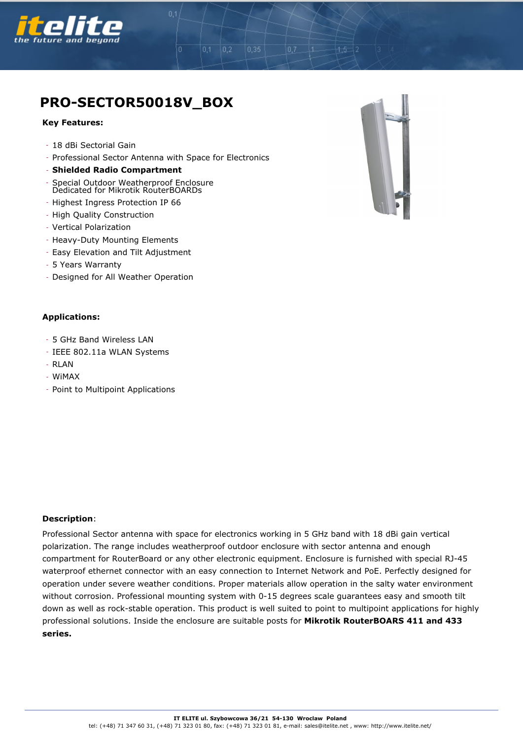# PRO-SECTOR50018V_BOX

**Key Features:**

- 18 dBi Sectorial Gain
- Professional Sector Antenna with Space for Electronics
- **Shielded Radio Compartment**
- Special Outdoor Weatherproof Enclosure Dedicated for Mikrotik RouterBOARDs
- Highest Ingress Protection IP 66
- High Quality Construction
- Vertical Polarization
- Heavy-Duty Mounting Elements
- Easy Elevation and Tilt Adjustment
- 5 Years Warranty
- Designed for All Weather Operation

**Applications:**

- 5 GHz Band Wireless LAN
- IEEE 802.11a WLAN Systems
- RLAN
- WiMAX
- Point to Multipoint Applications

**Description**:

Professional Sector antenna with space for electronics working in 5 GHz band with 18 dBi gain vertical polarization. The range includes weatherproof outdoor enclosure with sector antenna and enough compartment for RouterBoard or any other electronic equipment. Enclosure is furnished with special RJ-45 waterproof ethernet connector with an easy connection to Internet Network and PoE. Perfectly designed for operation under severe weather conditions. Proper materials allow operation in the salty water environment without corrosion. Professional mounting system with 0-15 degrees scale guarantees easy and smooth tilt down as well as rock-stable operation. This product is well suited to point to multipoint applications for highly professional solutions. Inside the enclosure are suitable posts for **Mikrotik RouterBOARS 411 and 433 series.**

**IT ELITE ul. Szybowcowa 36/21 54-130 Wroclaw Poland**
tel: (+48) 71 347 60 31, (+48) 71 323 01 80, fax: (+48) 71 323 01 81, e-mail: sales@itelite.net , www: http://www.itelite.net/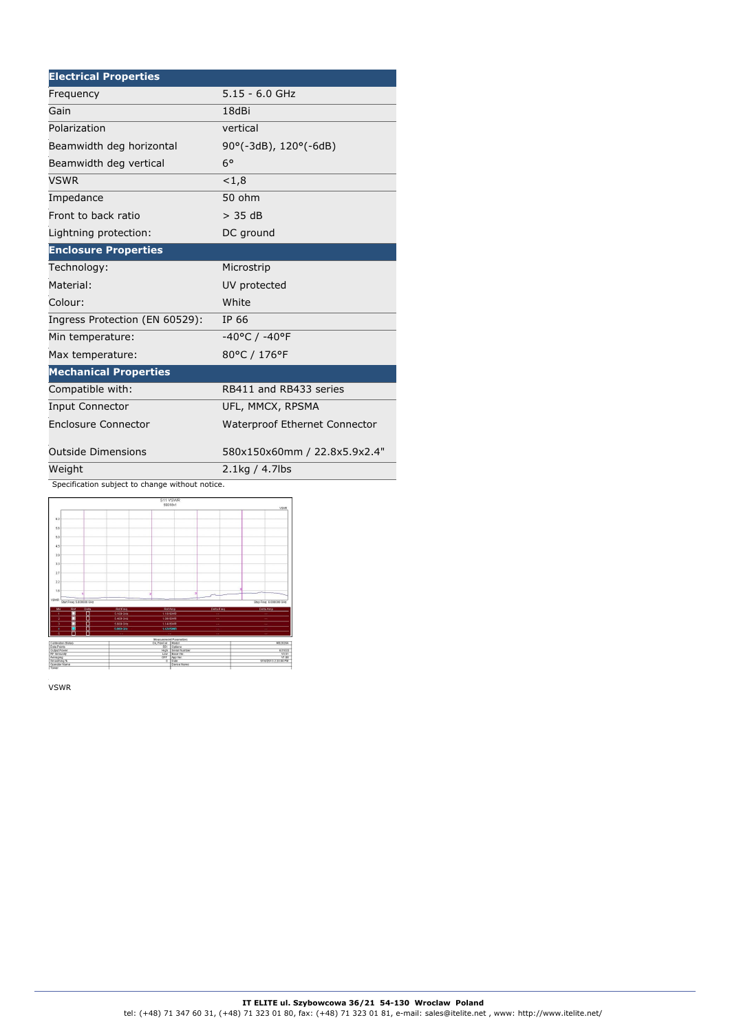| | |
|---|---|
| **Electrical Properties** | |
| Frequency | 5.15 - 6.0 GHz |
| Gain | 18dBi |
| Polarization | vertical |
| Beamwidth deg horizontal | 90°(-3dB), 120°(-6dB) |
| Beamwidth deg vertical | 6° |
| VSWR | <1,8 |
| Impedance | 50 ohm |
| Front to back ratio | > 35 dB |
| Lightning protection: | DC ground |
| **Enclosure Properties** | |
| Technology: | Microstrip |
| Material: | UV protected |
| Colour: | White |
| Ingress Protection (EN 60529): | IP 66 |
| Min temperature: | -40°C / -40°F |
| Max temperature: | 80°C / 176°F |
| **Mechanical Properties** | |
| Compatible with: | RB411 and RB433 series |
| Input Connector | UFL, MMCX, RPSMA |
| Enclosure Connector | Waterproof Ethernet Connector |
| Outside Dimensions | 580x150x60mm / 22.8x5.9x2.4" |
| Weight | 2.1kg / 4.7lbs |

Specification subject to change without notice.

S11 VSWR

VSWR

**IT ELITE ul. Szybowcowa 36/21 54-130 Wroclaw Poland**
tel: (+48) 71 347 60 31, (+48) 71 323 01 80, fax: (+48) 71 323 01 81, e-mail: sales@itelite.net , www: http://www.itelite.net/